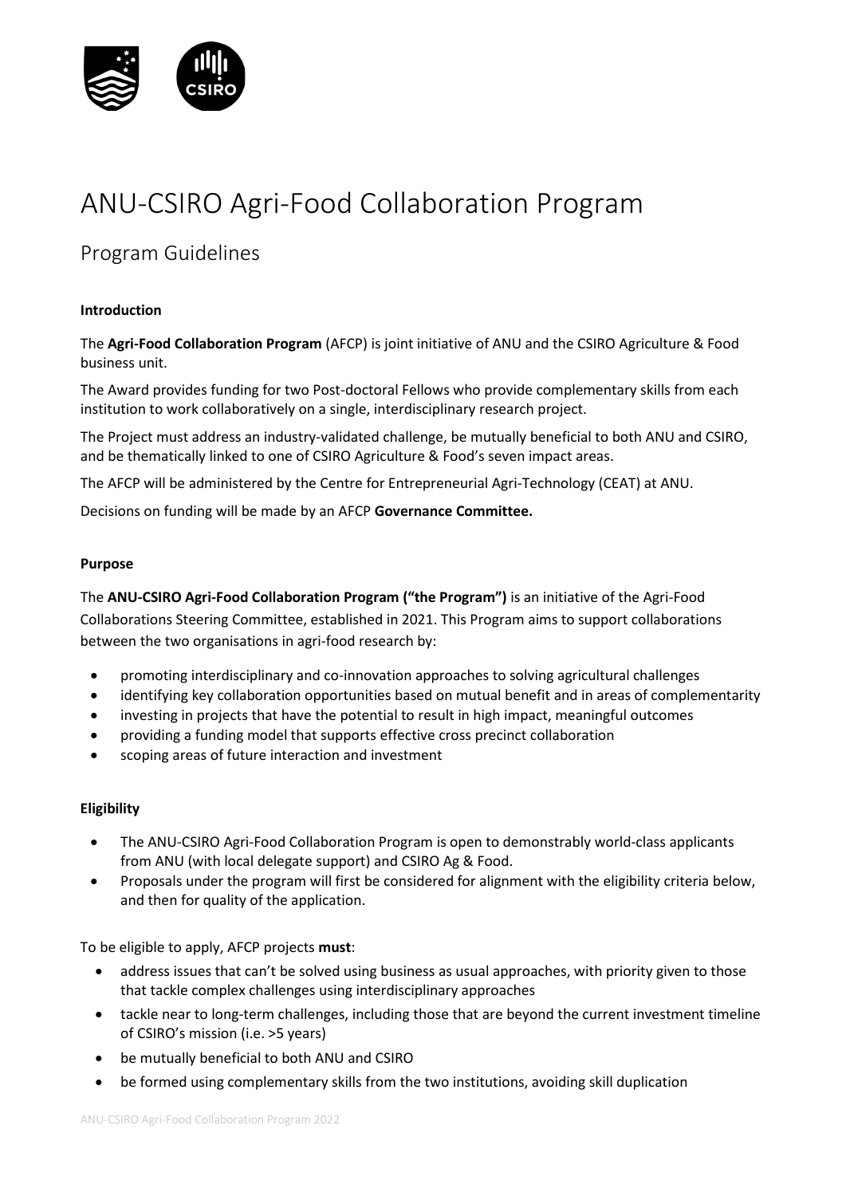# ANU-CSIRO Agri-Food Collaboration Program

## Program Guidelines

**Introduction**

The **Agri-Food Collaboration Program** (AFCP) is joint initiative of ANU and the CSIRO Agriculture & Food business unit.

The Award provides funding for two Post-doctoral Fellows who provide complementary skills from each institution to work collaboratively on a single, interdisciplinary research project.

The Project must address an industry-validated challenge, be mutually beneficial to both ANU and CSIRO, and be thematically linked to one of CSIRO Agriculture & Food's seven impact areas.

The AFCP will be administered by the Centre for Entrepreneurial Agri-Technology (CEAT) at ANU.

Decisions on funding will be made by an AFCP **Governance Committee.**

**Purpose**

The **ANU-CSIRO Agri-Food Collaboration Program ("the Program")** is an initiative of the Agri-Food Collaborations Steering Committee, established in 2021. This Program aims to support collaborations between the two organisations in agri-food research by:

- promoting interdisciplinary and co-innovation approaches to solving agricultural challenges
- identifying key collaboration opportunities based on mutual benefit and in areas of complementarity
- investing in projects that have the potential to result in high impact, meaningful outcomes
- providing a funding model that supports effective cross precinct collaboration
- scoping areas of future interaction and investment

**Eligibility**

- The ANU-CSIRO Agri-Food Collaboration Program is open to demonstrably world-class applicants from ANU (with local delegate support) and CSIRO Ag & Food.
- Proposals under the program will first be considered for alignment with the eligibility criteria below, and then for quality of the application.

To be eligible to apply, AFCP projects **must**:

- address issues that can't be solved using business as usual approaches, with priority given to those that tackle complex challenges using interdisciplinary approaches
- tackle near to long-term challenges, including those that are beyond the current investment timeline of CSIRO's mission (i.e. >5 years)
- be mutually beneficial to both ANU and CSIRO
- be formed using complementary skills from the two institutions, avoiding skill duplication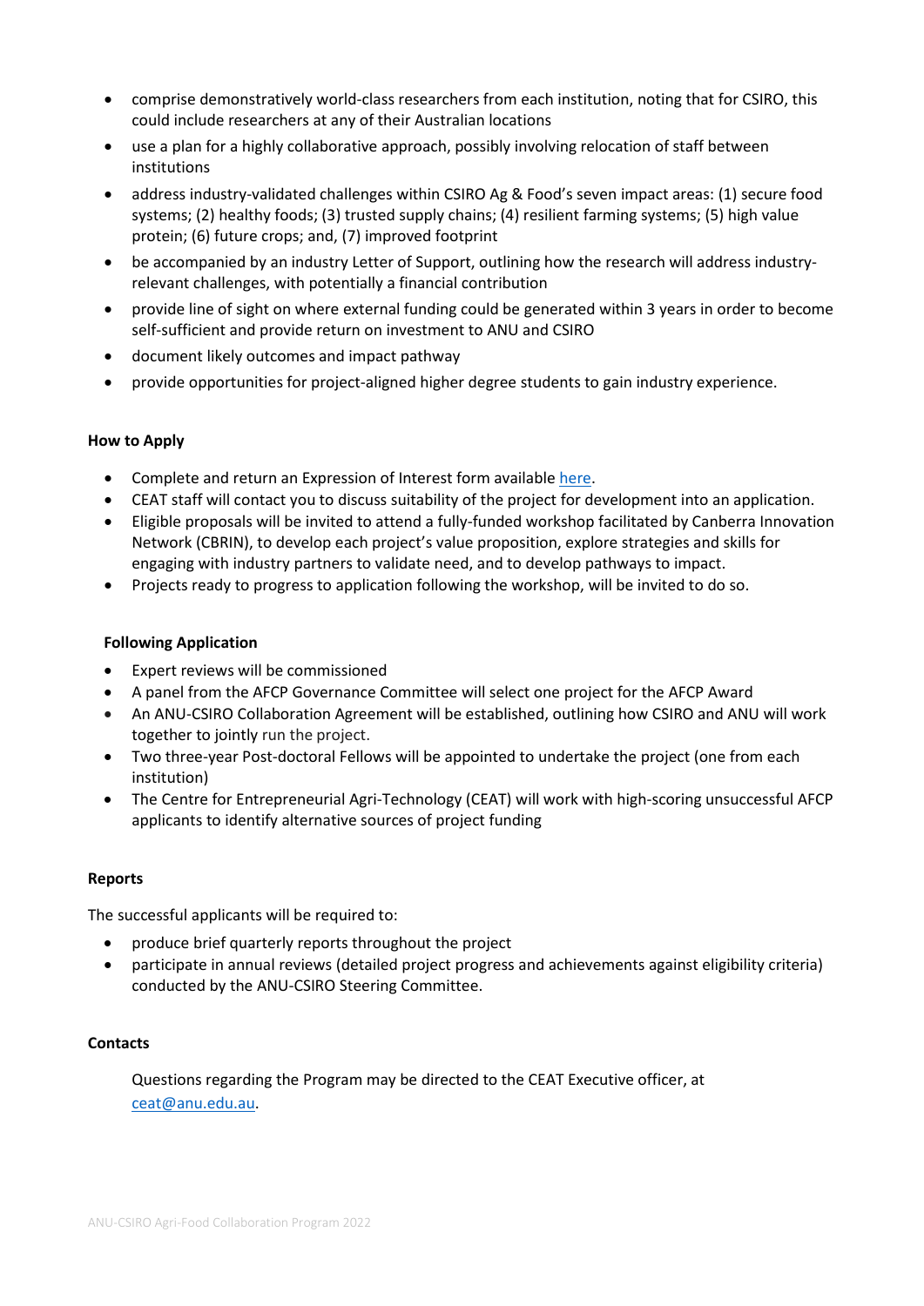- comprise demonstratively world-class researchers from each institution, noting that for CSIRO, this could include researchers at any of their Australian locations
- use a plan for a highly collaborative approach, possibly involving relocation of staff between institutions
- address industry-validated challenges within CSIRO Ag & Food's seven impact areas: (1) secure food systems; (2) healthy foods; (3) trusted supply chains; (4) resilient farming systems; (5) high value protein; (6) future crops; and, (7) improved footprint
- be accompanied by an industry Letter of Support, outlining how the research will address industry-relevant challenges, with potentially a financial contribution
- provide line of sight on where external funding could be generated within 3 years in order to become self-sufficient and provide return on investment to ANU and CSIRO
- document likely outcomes and impact pathway
- provide opportunities for project-aligned higher degree students to gain industry experience.

**How to Apply**

- Complete and return an Expression of Interest form available here.
- CEAT staff will contact you to discuss suitability of the project for development into an application.
- Eligible proposals will be invited to attend a fully-funded workshop facilitated by Canberra Innovation Network (CBRIN), to develop each project's value proposition, explore strategies and skills for engaging with industry partners to validate need, and to develop pathways to impact.
- Projects ready to progress to application following the workshop, will be invited to do so.

**Following Application**

- Expert reviews will be commissioned
- A panel from the AFCP Governance Committee will select one project for the AFCP Award
- An ANU-CSIRO Collaboration Agreement will be established, outlining how CSIRO and ANU will work together to jointly run the project.
- Two three-year Post-doctoral Fellows will be appointed to undertake the project (one from each institution)
- The Centre for Entrepreneurial Agri-Technology (CEAT) will work with high-scoring unsuccessful AFCP applicants to identify alternative sources of project funding

**Reports**

The successful applicants will be required to:

- produce brief quarterly reports throughout the project
- participate in annual reviews (detailed project progress and achievements against eligibility criteria) conducted by the ANU-CSIRO Steering Committee.

**Contacts**

Questions regarding the Program may be directed to the CEAT Executive officer, at ceat@anu.edu.au.